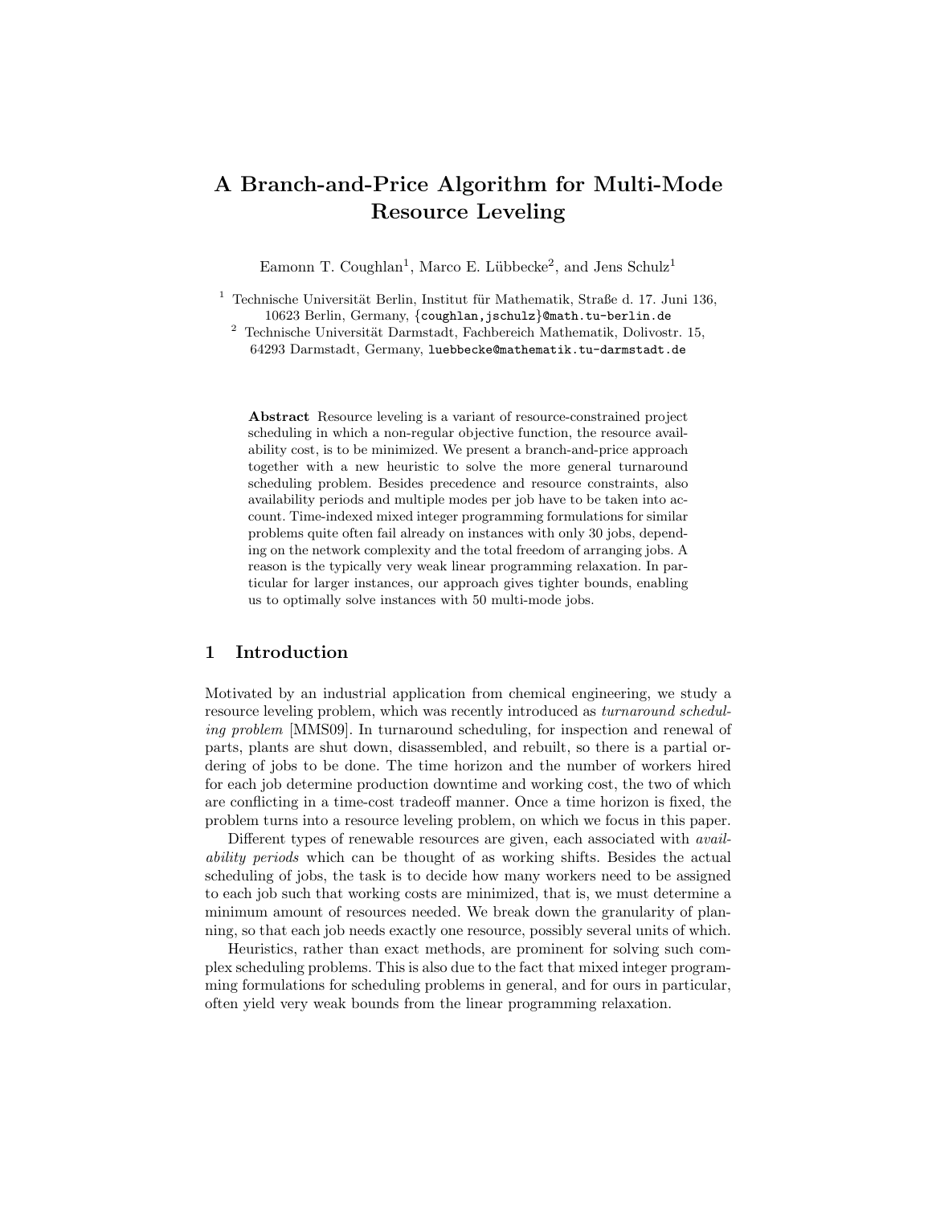# A Branch-and-Price Algorithm for Multi-Mode Resource Leveling

Eamonn T. Coughlan[1], Marco E. Lübbecke[2], and Jens Schulz[1]

[1] Technische Universität Berlin, Institut für Mathematik, Straße d. 17. Juni 136, 10623 Berlin, Germany, {coughlan,jschulz}@math.tu-berlin.de

[2] Technische Universität Darmstadt, Fachbereich Mathematik, Dolivostr. 15, 64293 Darmstadt, Germany, luebbecke@mathematik.tu-darmstadt.de

**Abstract** Resource leveling is a variant of resource-constrained project scheduling in which a non-regular objective function, the resource availability cost, is to be minimized. We present a branch-and-price approach together with a new heuristic to solve the more general turnaround scheduling problem. Besides precedence and resource constraints, also availability periods and multiple modes per job have to be taken into account. Time-indexed mixed integer programming formulations for similar problems quite often fail already on instances with only 30 jobs, depending on the network complexity and the total freedom of arranging jobs. A reason is the typically very weak linear programming relaxation. In particular for larger instances, our approach gives tighter bounds, enabling us to optimally solve instances with 50 multi-mode jobs.

## 1 Introduction

Motivated by an industrial application from chemical engineering, we study a resource leveling problem, which was recently introduced as *turnaround scheduling problem* [MMS09]. In turnaround scheduling, for inspection and renewal of parts, plants are shut down, disassembled, and rebuilt, so there is a partial ordering of jobs to be done. The time horizon and the number of workers hired for each job determine production downtime and working cost, the two of which are conflicting in a time-cost tradeoff manner. Once a time horizon is fixed, the problem turns into a resource leveling problem, on which we focus in this paper.

Different types of renewable resources are given, each associated with *availability periods* which can be thought of as working shifts. Besides the actual scheduling of jobs, the task is to decide how many workers need to be assigned to each job such that working costs are minimized, that is, we must determine a minimum amount of resources needed. We break down the granularity of planning, so that each job needs exactly one resource, possibly several units of which.

Heuristics, rather than exact methods, are prominent for solving such complex scheduling problems. This is also due to the fact that mixed integer programming formulations for scheduling problems in general, and for ours in particular, often yield very weak bounds from the linear programming relaxation.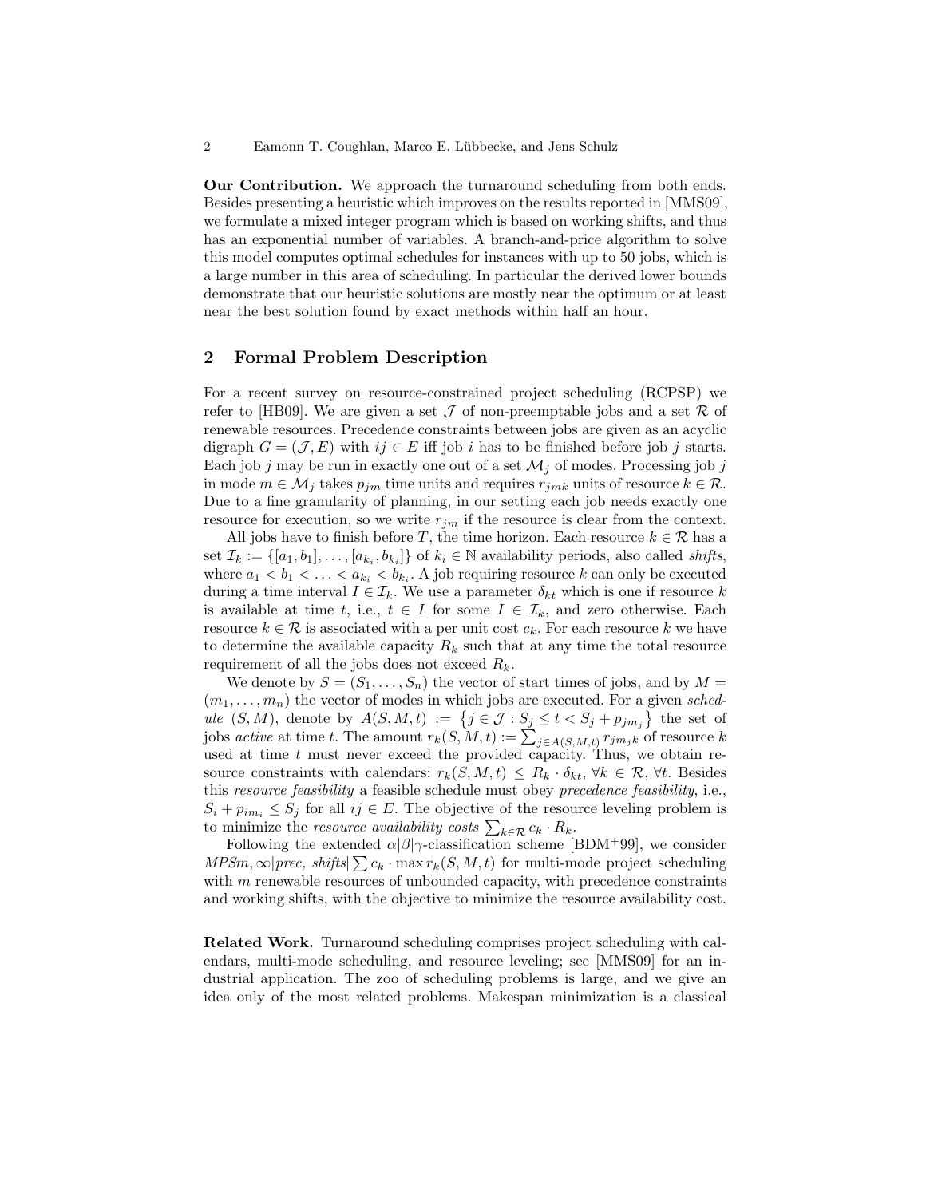**Our Contribution.** We approach the turnaround scheduling from both ends. Besides presenting a heuristic which improves on the results reported in [MMS09], we formulate a mixed integer program which is based on working shifts, and thus has an exponential number of variables. A branch-and-price algorithm to solve this model computes optimal schedules for instances with up to 50 jobs, which is a large number in this area of scheduling. In particular the derived lower bounds demonstrate that our heuristic solutions are mostly near the optimum or at least near the best solution found by exact methods within half an hour.

## 2 Formal Problem Description

For a recent survey on resource-constrained project scheduling (RCPSP) we refer to [HB09]. We are given a set $\mathcal{J}$ of non-preemptable jobs and a set $\mathcal{R}$ of renewable resources. Precedence constraints between jobs are given as an acyclic digraph $G = (\mathcal{J}, E)$ with $ij \in E$ iff job $i$ has to be finished before job $j$ starts. Each job $j$ may be run in exactly one out of a set $\mathcal{M}_j$ of modes. Processing job $j$ in mode $m \in \mathcal{M}_j$ takes $p_{jm}$ time units and requires $r_{jmk}$ units of resource $k \in \mathcal{R}$. Due to a fine granularity of planning, in our setting each job needs exactly one resource for execution, so we write $r_{jm}$ if the resource is clear from the context.

All jobs have to finish before $T$, the time horizon. Each resource $k \in \mathcal{R}$ has a set $\mathcal{I}_k := \{[a_1, b_1], \ldots, [a_{k_i}, b_{k_i}]\}$ of $k_i \in \mathbb{N}$ availability periods, also called *shifts*, where $a_1 < b_1 < \ldots < a_{k_i} < b_{k_i}$. A job requiring resource $k$ can only be executed during a time interval $I \in \mathcal{I}_k$. We use a parameter $\delta_{kt}$ which is one if resource $k$ is available at time $t$, i.e., $t \in I$ for some $I \in \mathcal{I}_k$, and zero otherwise. Each resource $k \in \mathcal{R}$ is associated with a per unit cost $c_k$. For each resource $k$ we have to determine the available capacity $R_k$ such that at any time the total resource requirement of all the jobs does not exceed $R_k$.

We denote by $S = (S_1, \ldots, S_n)$ the vector of start times of jobs, and by $M = (m_1, \ldots, m_n)$ the vector of modes in which jobs are executed. For a given *schedule* $(S, M)$, denote by $A(S, M, t) := \{j \in \mathcal{J} : S_j \leq t < S_j + p_{jm_j}\}$ the set of jobs *active* at time $t$. The amount $r_k(S, M, t) := \sum_{j \in A(S,M,t)} r_{jm_jk}$ of resource $k$ used at time $t$ must never exceed the provided capacity. Thus, we obtain resource constraints with calendars: $r_k(S, M, t) \leq R_k \cdot \delta_{kt}$, $\forall k \in \mathcal{R}$, $\forall t$. Besides this *resource feasibility* a feasible schedule must obey *precedence feasibility*, i.e., $S_i + p_{im_i} \leq S_j$ for all $ij \in E$. The objective of the resource leveling problem is to minimize the *resource availability costs* $\sum_{k \in \mathcal{R}} c_k \cdot R_k$.

Following the extended $\alpha|\beta|\gamma$-classification scheme [BDM+99], we consider $MPSm, \infty|prec, shifts|\sum c_k \cdot \max r_k(S, M, t)$ for multi-mode project scheduling with $m$ renewable resources of unbounded capacity, with precedence constraints and working shifts, with the objective to minimize the resource availability cost.

**Related Work.** Turnaround scheduling comprises project scheduling with calendars, multi-mode scheduling, and resource leveling; see [MMS09] for an industrial application. The zoo of scheduling problems is large, and we give an idea only of the most related problems. Makespan minimization is a classical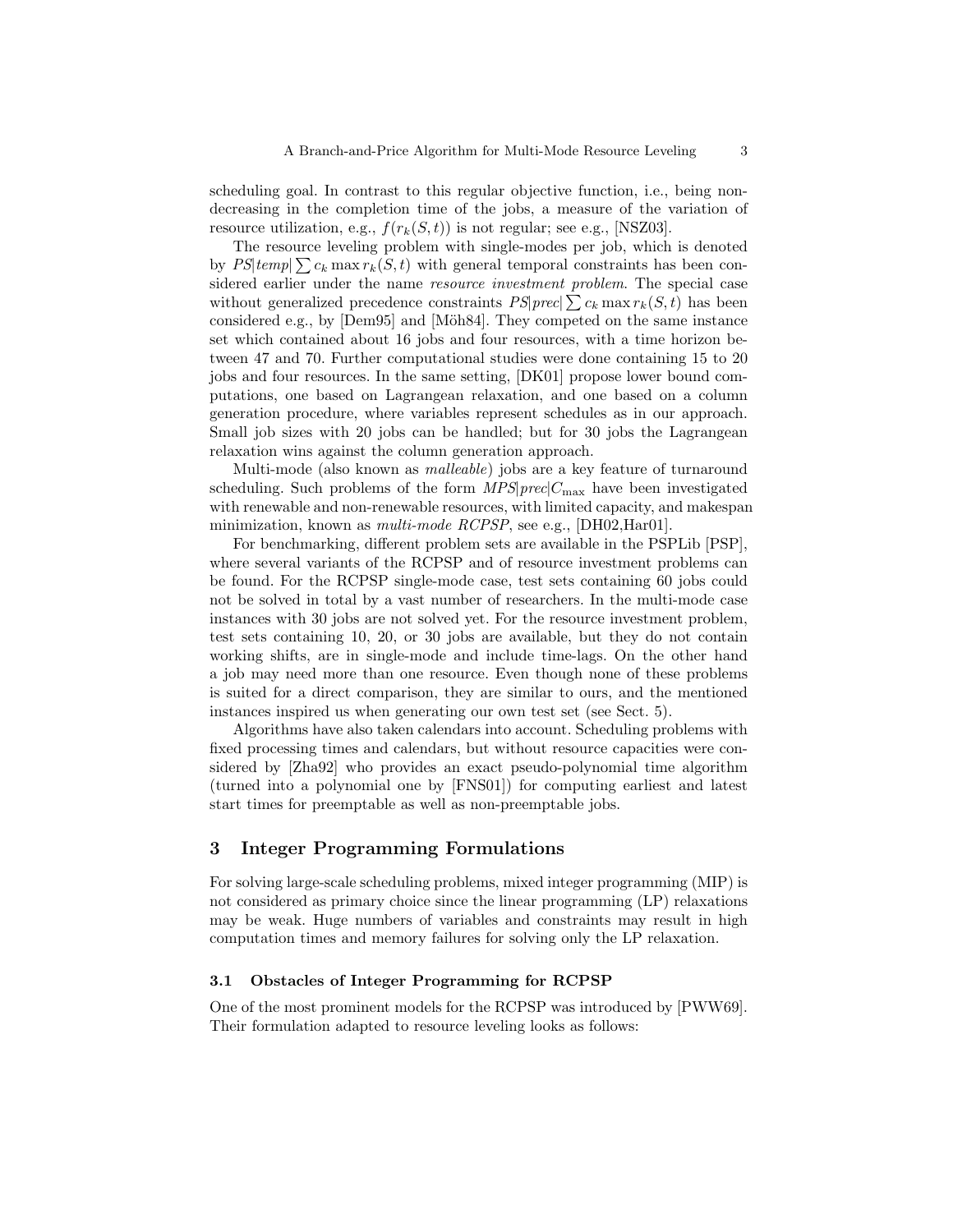scheduling goal. In contrast to this regular objective function, i.e., being non-decreasing in the completion time of the jobs, a measure of the variation of resource utilization, e.g., $f(r_k(S,t))$ is not regular; see e.g., [NSZ03].

The resource leveling problem with single-modes per job, which is denoted by $PS|temp|\sum c_k \max r_k(S,t)$ with general temporal constraints has been considered earlier under the name *resource investment problem*. The special case without generalized precedence constraints $PS|prec|\sum c_k \max r_k(S,t)$ has been considered e.g., by [Dem95] and [Möh84]. They competed on the same instance set which contained about 16 jobs and four resources, with a time horizon between 47 and 70. Further computational studies were done containing 15 to 20 jobs and four resources. In the same setting, [DK01] propose lower bound computations, one based on Lagrangean relaxation, and one based on a column generation procedure, where variables represent schedules as in our approach. Small job sizes with 20 jobs can be handled; but for 30 jobs the Lagrangean relaxation wins against the column generation approach.

Multi-mode (also known as *malleable*) jobs are a key feature of turnaround scheduling. Such problems of the form $MPS|prec|C_{\max}$ have been investigated with renewable and non-renewable resources, with limited capacity, and makespan minimization, known as *multi-mode RCPSP*, see e.g., [DH02,Har01].

For benchmarking, different problem sets are available in the PSPLib [PSP], where several variants of the RCPSP and of resource investment problems can be found. For the RCPSP single-mode case, test sets containing 60 jobs could not be solved in total by a vast number of researchers. In the multi-mode case instances with 30 jobs are not solved yet. For the resource investment problem, test sets containing 10, 20, or 30 jobs are available, but they do not contain working shifts, are in single-mode and include time-lags. On the other hand a job may need more than one resource. Even though none of these problems is suited for a direct comparison, they are similar to ours, and the mentioned instances inspired us when generating our own test set (see Sect. 5).

Algorithms have also taken calendars into account. Scheduling problems with fixed processing times and calendars, but without resource capacities were considered by [Zha92] who provides an exact pseudo-polynomial time algorithm (turned into a polynomial one by [FNS01]) for computing earliest and latest start times for preemptable as well as non-preemptable jobs.

## 3 Integer Programming Formulations

For solving large-scale scheduling problems, mixed integer programming (MIP) is not considered as primary choice since the linear programming (LP) relaxations may be weak. Huge numbers of variables and constraints may result in high computation times and memory failures for solving only the LP relaxation.

### 3.1 Obstacles of Integer Programming for RCPSP

One of the most prominent models for the RCPSP was introduced by [PWW69]. Their formulation adapted to resource leveling looks as follows: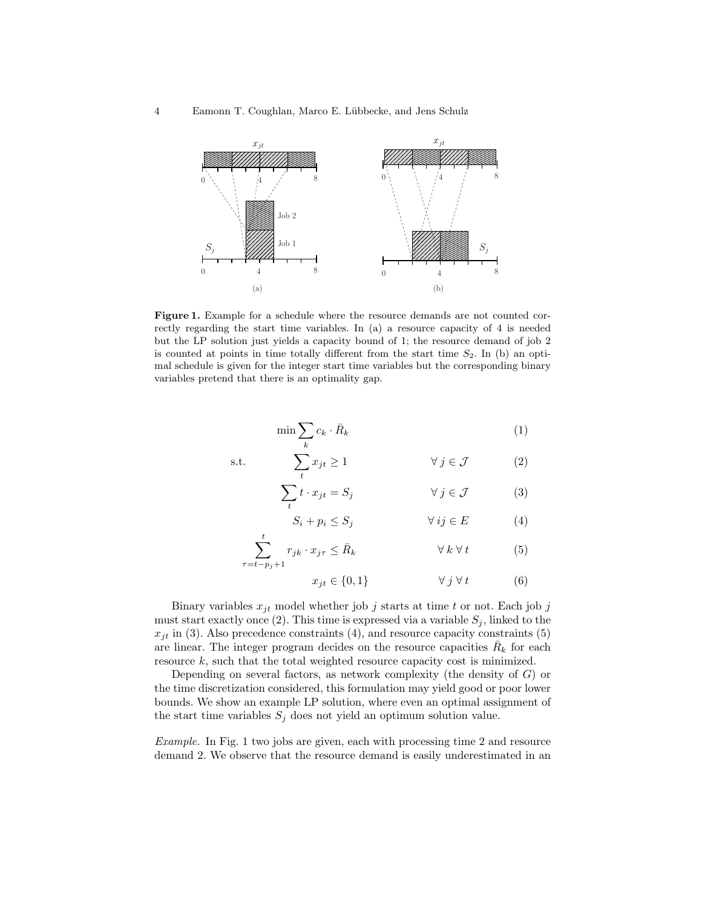**Figure 1.** Example for a schedule where the resource demands are not counted correctly regarding the start time variables. In (a) a resource capacity of 4 is needed but the LP solution just yields a capacity bound of 1; the resource demand of job 2 is counted at points in time totally different from the start time $S_2$. In (b) an optimal schedule is given for the integer start time variables but the corresponding binary variables pretend that there is an optimality gap.

$$\min \sum_k c_k \cdot \bar{R}_k \tag{1}$$

$$\text{s.t.} \quad \sum_t x_{jt} \geq 1 \qquad \forall\, j \in \mathcal{J} \tag{2}$$

$$\sum_t t \cdot x_{jt} = S_j \qquad \forall\, j \in \mathcal{J} \tag{3}$$

$$S_i + p_i \leq S_j \qquad \forall\, ij \in E \tag{4}$$

$$\sum_{\tau = t - p_j + 1}^{t} r_{jk} \cdot x_{j\tau} \leq \bar{R}_k \qquad \forall\, k\ \forall\, t \tag{5}$$

$$x_{jt} \in \{0, 1\} \qquad \forall\, j\ \forall\, t \tag{6}$$

Binary variables $x_{jt}$ model whether job $j$ starts at time $t$ or not. Each job $j$ must start exactly once (2). This time is expressed via a variable $S_j$, linked to the $x_{jt}$ in (3). Also precedence constraints (4), and resource capacity constraints (5) are linear. The integer program decides on the resource capacities $\bar{R}_k$ for each resource $k$, such that the total weighted resource capacity cost is minimized.

Depending on several factors, as network complexity (the density of $G$) or the time discretization considered, this formulation may yield good or poor lower bounds. We show an example LP solution, where even an optimal assignment of the start time variables $S_j$ does not yield an optimum solution value.

*Example.* In Fig. 1 two jobs are given, each with processing time 2 and resource demand 2. We observe that the resource demand is easily underestimated in an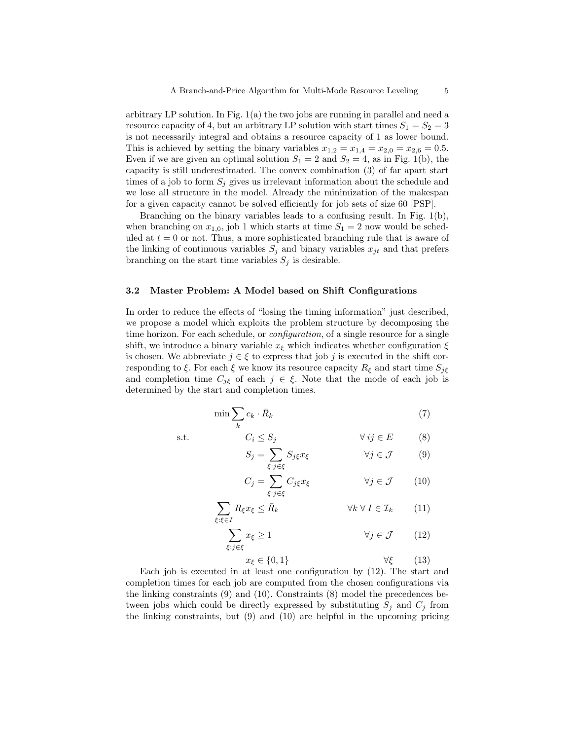arbitrary LP solution. In Fig. 1(a) the two jobs are running in parallel and need a resource capacity of 4, but an arbitrary LP solution with start times $S_1 = S_2 = 3$ is not necessarily integral and obtains a resource capacity of 1 as lower bound. This is achieved by setting the binary variables $x_{1,2} = x_{1,4} = x_{2,0} = x_{2,6} = 0.5$. Even if we are given an optimal solution $S_1 = 2$ and $S_2 = 4$, as in Fig. 1(b), the capacity is still underestimated. The convex combination (3) of far apart start times of a job to form $S_j$ gives us irrelevant information about the schedule and we lose all structure in the model. Already the minimization of the makespan for a given capacity cannot be solved efficiently for job sets of size 60 [PSP].

Branching on the binary variables leads to a confusing result. In Fig. 1(b), when branching on $x_{1,0}$, job 1 which starts at time $S_1 = 2$ now would be scheduled at $t = 0$ or not. Thus, a more sophisticated branching rule that is aware of the linking of continuous variables $S_j$ and binary variables $x_{jt}$ and that prefers branching on the start time variables $S_j$ is desirable.

### 3.2 Master Problem: A Model based on Shift Configurations

In order to reduce the effects of "losing the timing information" just described, we propose a model which exploits the problem structure by decomposing the time horizon. For each schedule, or *configuration*, of a single resource for a single shift, we introduce a binary variable $x_\xi$ which indicates whether configuration $\xi$ is chosen. We abbreviate $j \in \xi$ to express that job $j$ is executed in the shift corresponding to $\xi$. For each $\xi$ we know its resource capacity $R_\xi$ and start time $S_{j\xi}$ and completion time $C_{j\xi}$ of each $j \in \xi$. Note that the mode of each job is determined by the start and completion times.

$$\min \sum_k c_k \cdot \bar{R}_k \tag{7}$$

$$\text{s.t.} \quad C_i \leq S_j \qquad \forall\, ij \in E \tag{8}$$

$$S_j = \sum_{\xi : j \in \xi} S_{j\xi} x_\xi \qquad \forall j \in \mathcal{J} \tag{9}$$

$$C_j = \sum_{\xi : j \in \xi} C_{j\xi} x_\xi \qquad \forall j \in \mathcal{J} \tag{10}$$

$$\sum_{\xi : \xi \in I} R_\xi x_\xi \leq \bar{R}_k \qquad \forall k \; \forall\, I \in \mathcal{I}_k \tag{11}$$

$$\sum_{\xi : j \in \xi} x_\xi \geq 1 \qquad \forall j \in \mathcal{J} \tag{12}$$

$$x_\xi \in \{0, 1\} \qquad \forall \xi \tag{13}$$

Each job is executed in at least one configuration by (12). The start and completion times for each job are computed from the chosen configurations via the linking constraints (9) and (10). Constraints (8) model the precedences between jobs which could be directly expressed by substituting $S_j$ and $C_j$ from the linking constraints, but (9) and (10) are helpful in the upcoming pricing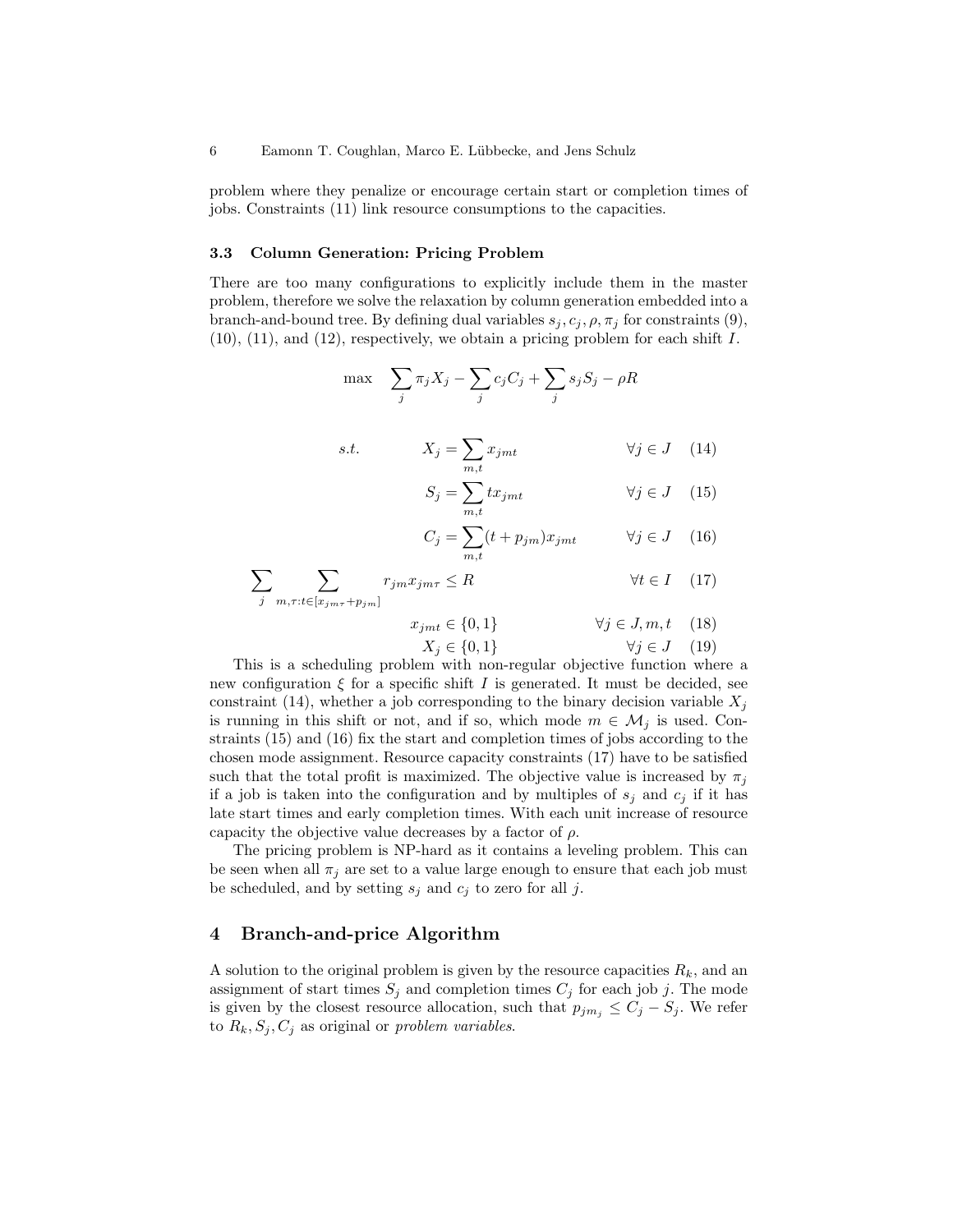problem where they penalize or encourage certain start or completion times of jobs. Constraints (11) link resource consumptions to the capacities.

### 3.3 Column Generation: Pricing Problem

There are too many configurations to explicitly include them in the master problem, therefore we solve the relaxation by column generation embedded into a branch-and-bound tree. By defining dual variables $s_j, c_j, \rho, \pi_j$ for constraints (9), (10), (11), and (12), respectively, we obtain a pricing problem for each shift $I$.

$$\max \quad \sum_j \pi_j X_j - \sum_j c_j C_j + \sum_j s_j S_j - \rho R$$

$$\begin{aligned}
s.t. \qquad & X_j = \sum_{m,t} x_{jmt} && \forall j \in J \quad (14)\\
& S_j = \sum_{m,t} t x_{jmt} && \forall j \in J \quad (15)\\
& C_j = \sum_{m,t} (t + p_{jm}) x_{jmt} && \forall j \in J \quad (16)\\
\sum_j \sum_{m,\tau: t \in [x_{jm\tau} + p_{jm}]} & r_{jm} x_{jm\tau} \leq R && \forall t \in I \quad (17)\\
& x_{jmt} \in \{0,1\} && \forall j \in J, m, t \quad (18)\\
& X_j \in \{0,1\} && \forall j \in J \quad (19)
\end{aligned}$$

This is a scheduling problem with non-regular objective function where a new configuration $\xi$ for a specific shift $I$ is generated. It must be decided, see constraint (14), whether a job corresponding to the binary decision variable $X_j$ is running in this shift or not, and if so, which mode $m \in \mathcal{M}_j$ is used. Constraints (15) and (16) fix the start and completion times of jobs according to the chosen mode assignment. Resource capacity constraints (17) have to be satisfied such that the total profit is maximized. The objective value is increased by $\pi_j$ if a job is taken into the configuration and by multiples of $s_j$ and $c_j$ if it has late start times and early completion times. With each unit increase of resource capacity the objective value decreases by a factor of $\rho$.

The pricing problem is NP-hard as it contains a leveling problem. This can be seen when all $\pi_j$ are set to a value large enough to ensure that each job must be scheduled, and by setting $s_j$ and $c_j$ to zero for all $j$.

## 4 Branch-and-price Algorithm

A solution to the original problem is given by the resource capacities $R_k$, and an assignment of start times $S_j$ and completion times $C_j$ for each job $j$. The mode is given by the closest resource allocation, such that $p_{jm_j} \leq C_j - S_j$. We refer to $R_k, S_j, C_j$ as original or *problem variables*.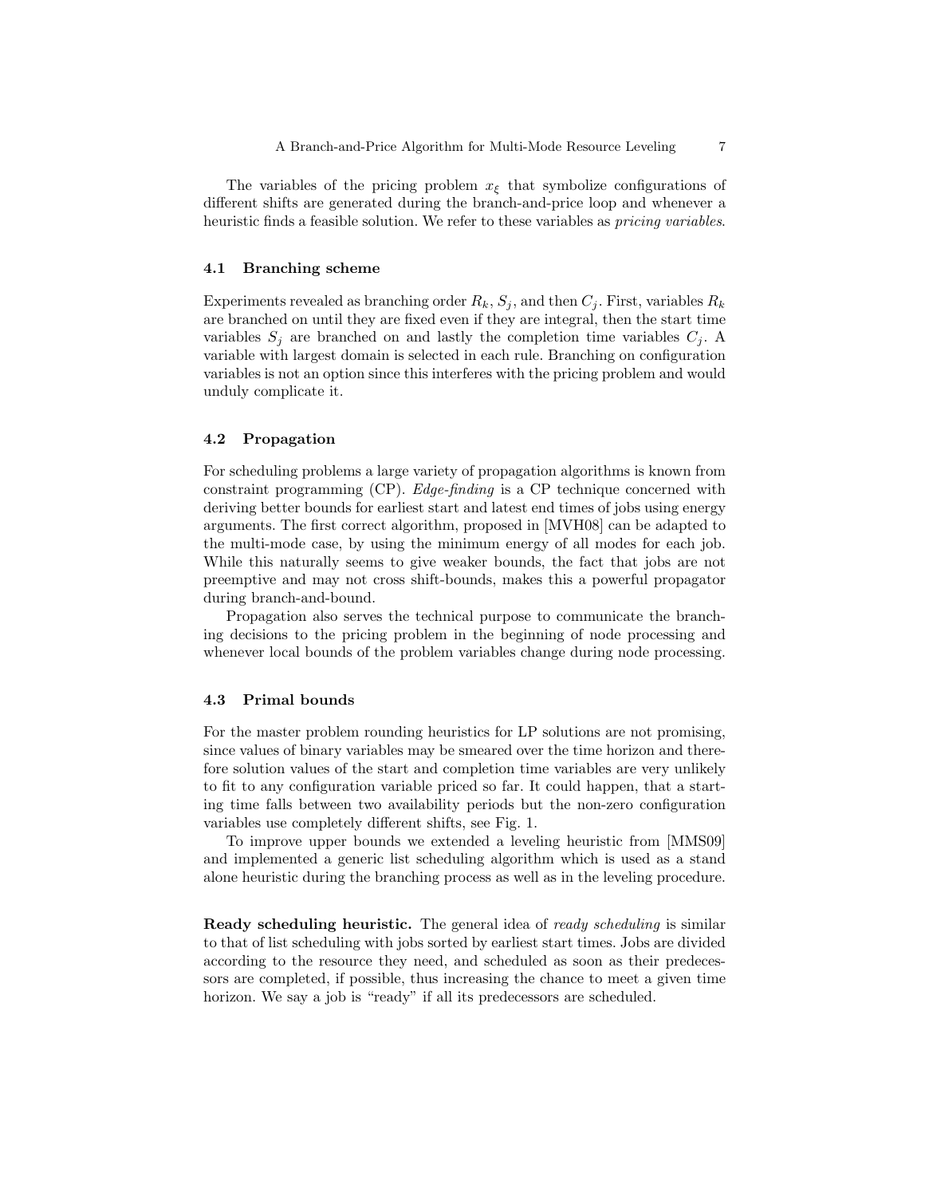The variables of the pricing problem $x_\xi$ that symbolize configurations of different shifts are generated during the branch-and-price loop and whenever a heuristic finds a feasible solution. We refer to these variables as *pricing variables*.

### 4.1 Branching scheme

Experiments revealed as branching order $R_k$, $S_j$, and then $C_j$. First, variables $R_k$ are branched on until they are fixed even if they are integral, then the start time variables $S_j$ are branched on and lastly the completion time variables $C_j$. A variable with largest domain is selected in each rule. Branching on configuration variables is not an option since this interferes with the pricing problem and would unduly complicate it.

### 4.2 Propagation

For scheduling problems a large variety of propagation algorithms is known from constraint programming (CP). *Edge-finding* is a CP technique concerned with deriving better bounds for earliest start and latest end times of jobs using energy arguments. The first correct algorithm, proposed in [MVH08] can be adapted to the multi-mode case, by using the minimum energy of all modes for each job. While this naturally seems to give weaker bounds, the fact that jobs are not preemptive and may not cross shift-bounds, makes this a powerful propagator during branch-and-bound.

Propagation also serves the technical purpose to communicate the branching decisions to the pricing problem in the beginning of node processing and whenever local bounds of the problem variables change during node processing.

### 4.3 Primal bounds

For the master problem rounding heuristics for LP solutions are not promising, since values of binary variables may be smeared over the time horizon and therefore solution values of the start and completion time variables are very unlikely to fit to any configuration variable priced so far. It could happen, that a starting time falls between two availability periods but the non-zero configuration variables use completely different shifts, see Fig. 1.

To improve upper bounds we extended a leveling heuristic from [MMS09] and implemented a generic list scheduling algorithm which is used as a stand alone heuristic during the branching process as well as in the leveling procedure.

**Ready scheduling heuristic.** The general idea of *ready scheduling* is similar to that of list scheduling with jobs sorted by earliest start times. Jobs are divided according to the resource they need, and scheduled as soon as their predecessors are completed, if possible, thus increasing the chance to meet a given time horizon. We say a job is "ready" if all its predecessors are scheduled.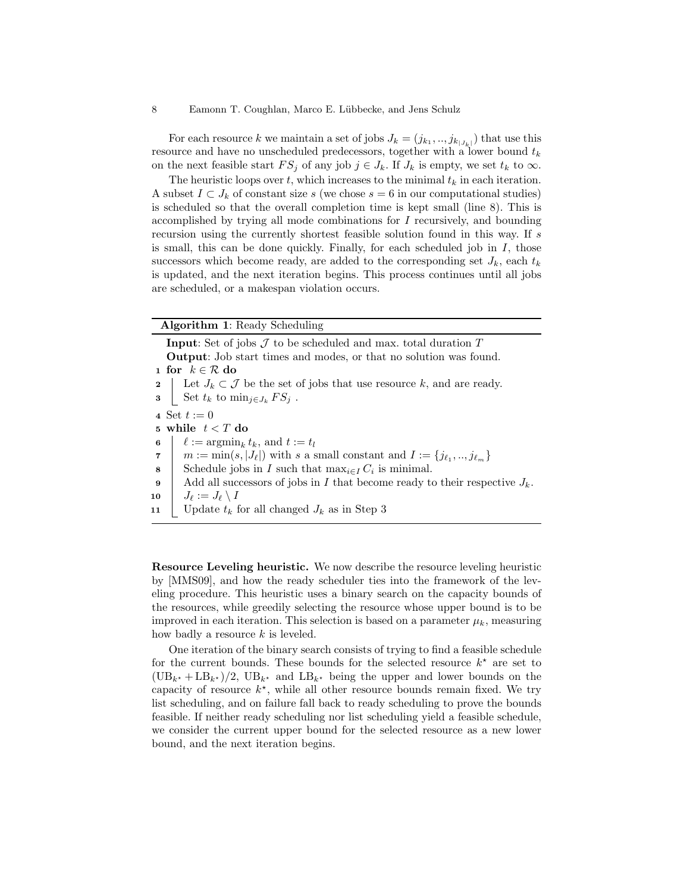For each resource $k$ we maintain a set of jobs $J_k = (j_{k_1}, .., j_{k_{|J_k|}})$ that use this resource and have no unscheduled predecessors, together with a lower bound $t_k$ on the next feasible start $FS_j$ of any job $j \in J_k$. If $J_k$ is empty, we set $t_k$ to $\infty$.

The heuristic loops over $t$, which increases to the minimal $t_k$ in each iteration. A subset $I \subset J_k$ of constant size $s$ (we chose $s = 6$ in our computational studies) is scheduled so that the overall completion time is kept small (line 8). This is accomplished by trying all mode combinations for $I$ recursively, and bounding recursion using the currently shortest feasible solution found in this way. If $s$ is small, this can be done quickly. Finally, for each scheduled job in $I$, those successors which become ready, are added to the corresponding set $J_k$, each $t_k$ is updated, and the next iteration begins. This process continues until all jobs are scheduled, or a makespan violation occurs.

---

**Algorithm 1**: Ready Scheduling

---

**Input**: Set of jobs $\mathcal{J}$ to be scheduled and max. total duration $T$

**Output**: Job start times and modes, or that no solution was found.

```
 1  for k ∈ R do
 2      Let J_k ⊂ J be the set of jobs that use resource k, and are ready.
 3      Set t_k to min_{j ∈ J_k} FS_j .
 4  Set t := 0
 5  while t < T do
 6      ℓ := argmin_k t_k, and t := t_l
 7      m := min(s, |J_ℓ|) with s a small constant and I := {j_{ℓ_1}, .., j_{ℓ_m}}
 8      Schedule jobs in I such that max_{i∈I} C_i is minimal.
 9      Add all successors of jobs in I that become ready to their respective J_k.
10      J_ℓ := J_ℓ \ I
11      Update t_k for all changed J_k as in Step 3
```

---

**Resource Leveling heuristic.** We now describe the resource leveling heuristic by [MMS09], and how the ready scheduler ties into the framework of the leveling procedure. This heuristic uses a binary search on the capacity bounds of the resources, while greedily selecting the resource whose upper bound is to be improved in each iteration. This selection is based on a parameter $\mu_k$, measuring how badly a resource $k$ is leveled.

One iteration of the binary search consists of trying to find a feasible schedule for the current bounds. These bounds for the selected resource $k^\star$ are set to $(\text{UB}_{k^\star} + \text{LB}_{k^\star})/2$, $\text{UB}_{k^\star}$ and $\text{LB}_{k^\star}$ being the upper and lower bounds on the capacity of resource $k^\star$, while all other resource bounds remain fixed. We try list scheduling, and on failure fall back to ready scheduling to prove the bounds feasible. If neither ready scheduling nor list scheduling yield a feasible schedule, we consider the current upper bound for the selected resource as a new lower bound, and the next iteration begins.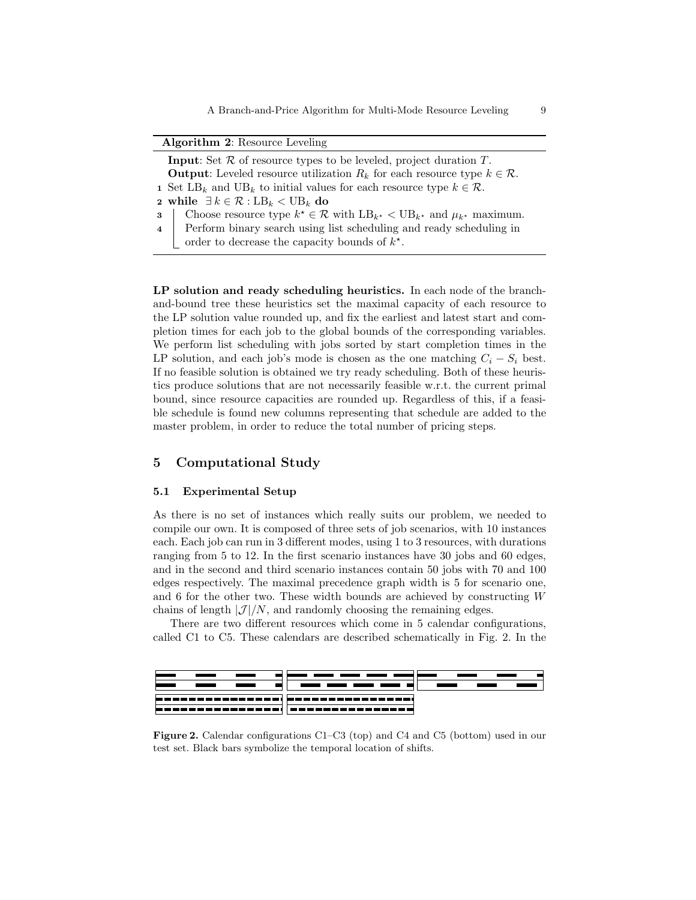**Algorithm 2**: Resource Leveling

**Input**: Set $\mathcal{R}$ of resource types to be leveled, project duration $T$.
**Output**: Leveled resource utilization $R_k$ for each resource type $k \in \mathcal{R}$.

1. Set $\text{LB}_k$ and $\text{UB}_k$ to initial values for each resource type $k \in \mathcal{R}$.
2. **while** $\exists\, k \in \mathcal{R} : \text{LB}_k < \text{UB}_k$ **do**
3. Choose resource type $k^\star \in \mathcal{R}$ with $\text{LB}_{k^\star} < \text{UB}_{k^\star}$ and $\mu_{k^\star}$ maximum.
4. Perform binary search using list scheduling and ready scheduling in order to decrease the capacity bounds of $k^\star$.

**LP solution and ready scheduling heuristics.** In each node of the branch-and-bound tree these heuristics set the maximal capacity of each resource to the LP solution value rounded up, and fix the earliest and latest start and completion times for each job to the global bounds of the corresponding variables. We perform list scheduling with jobs sorted by start completion times in the LP solution, and each job's mode is chosen as the one matching $C_i - S_i$ best. If no feasible solution is obtained we try ready scheduling. Both of these heuristics produce solutions that are not necessarily feasible w.r.t. the current primal bound, since resource capacities are rounded up. Regardless of this, if a feasible schedule is found new columns representing that schedule are added to the master problem, in order to reduce the total number of pricing steps.

## 5 Computational Study

### 5.1 Experimental Setup

As there is no set of instances which really suits our problem, we needed to compile our own. It is composed of three sets of job scenarios, with 10 instances each. Each job can run in 3 different modes, using 1 to 3 resources, with durations ranging from 5 to 12. In the first scenario instances have 30 jobs and 60 edges, and in the second and third scenario instances contain 50 jobs with 70 and 100 edges respectively. The maximal precedence graph width is 5 for scenario one, and 6 for the other two. These width bounds are achieved by constructing $W$ chains of length $|\mathcal{J}|/N$, and randomly choosing the remaining edges.

There are two different resources which come in 5 calendar configurations, called C1 to C5. These calendars are described schematically in Fig. 2. In the

**Figure 2.** Calendar configurations C1–C3 (top) and C4 and C5 (bottom) used in our test set. Black bars symbolize the temporal location of shifts.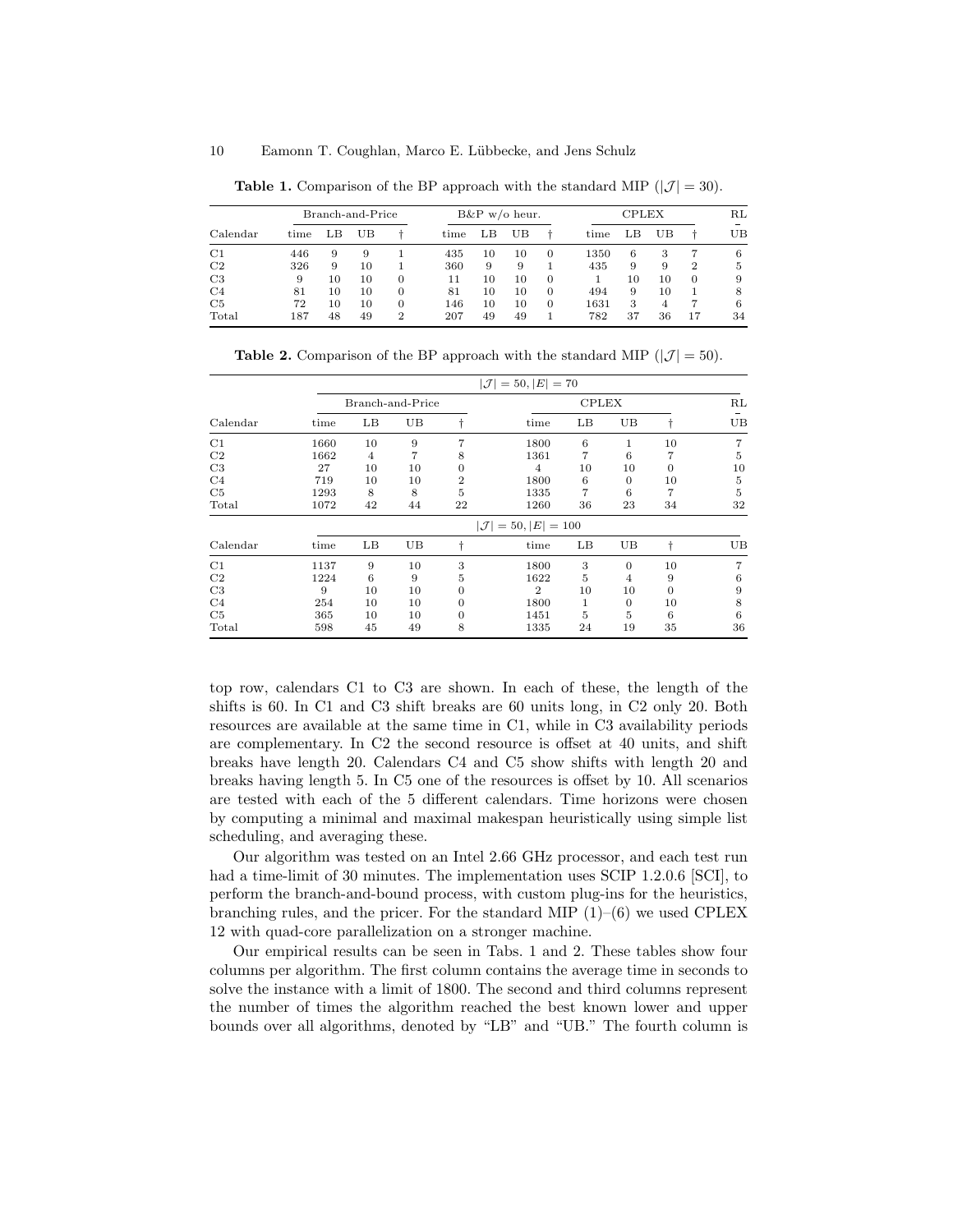**Table 1.** Comparison of the BP approach with the standard MIP ($|\mathcal{J}| = 30$).

| Calendar | Branch-and-Price | | | | B&P w/o heur. | | | | CPLEX | | | | RL |
|---|---|---|---|---|---|---|---|---|---|---|---|---|---|
| | time | LB | UB | † | time | LB | UB | † | time | LB | UB | † | UB |
| C1 | 446 | 9 | 9 | 1 | 435 | 10 | 10 | 0 | 1350 | 6 | 3 | 7 | 6 |
| C2 | 326 | 9 | 10 | 1 | 360 | 9 | 9 | 1 | 435 | 9 | 9 | 2 | 5 |
| C3 | 9 | 10 | 10 | 0 | 11 | 10 | 10 | 0 | 1 | 10 | 10 | 0 | 9 |
| C4 | 81 | 10 | 10 | 0 | 81 | 10 | 10 | 0 | 494 | 9 | 10 | 1 | 8 |
| C5 | 72 | 10 | 10 | 0 | 146 | 10 | 10 | 0 | 1631 | 3 | 4 | 7 | 6 |
| Total | 187 | 48 | 49 | 2 | 207 | 49 | 49 | 1 | 782 | 37 | 36 | 17 | 34 |

**Table 2.** Comparison of the BP approach with the standard MIP ($|\mathcal{J}| = 50$).

| | $\|\mathcal{J}\| = 50, \|E\| = 70$ | | | | | | | | |
|---|---|---|---|---|---|---|---|---|---|
| | Branch-and-Price | | | | CPLEX | | | | RL |
| Calendar | time | LB | UB | † | time | LB | UB | † | UB |
| C1 | 1660 | 10 | 9 | 7 | 1800 | 6 | 1 | 10 | 7 |
| C2 | 1662 | 4 | 7 | 8 | 1361 | 7 | 6 | 7 | 5 |
| C3 | 27 | 10 | 10 | 0 | 4 | 10 | 10 | 0 | 10 |
| C4 | 719 | 10 | 10 | 2 | 1800 | 6 | 0 | 10 | 5 |
| C5 | 1293 | 8 | 8 | 5 | 1335 | 7 | 6 | 7 | 5 |
| Total | 1072 | 42 | 44 | 22 | 1260 | 36 | 23 | 34 | 32 |
| | $\|\mathcal{J}\| = 50, \|E\| = 100$ | | | | | | | | |
| Calendar | time | LB | UB | † | time | LB | UB | † | UB |
| C1 | 1137 | 9 | 10 | 3 | 1800 | 3 | 0 | 10 | 7 |
| C2 | 1224 | 6 | 9 | 5 | 1622 | 5 | 4 | 9 | 6 |
| C3 | 9 | 10 | 10 | 0 | 2 | 10 | 10 | 0 | 9 |
| C4 | 254 | 10 | 10 | 0 | 1800 | 1 | 0 | 10 | 8 |
| C5 | 365 | 10 | 10 | 0 | 1451 | 5 | 5 | 6 | 6 |
| Total | 598 | 45 | 49 | 8 | 1335 | 24 | 19 | 35 | 36 |

top row, calendars C1 to C3 are shown. In each of these, the length of the shifts is 60. In C1 and C3 shift breaks are 60 units long, in C2 only 20. Both resources are available at the same time in C1, while in C3 availability periods are complementary. In C2 the second resource is offset at 40 units, and shift breaks have length 20. Calendars C4 and C5 show shifts with length 20 and breaks having length 5. In C5 one of the resources is offset by 10. All scenarios are tested with each of the 5 different calendars. Time horizons were chosen by computing a minimal and maximal makespan heuristically using simple list scheduling, and averaging these.

Our algorithm was tested on an Intel 2.66 GHz processor, and each test run had a time-limit of 30 minutes. The implementation uses SCIP 1.2.0.6 [SCI], to perform the branch-and-bound process, with custom plug-ins for the heuristics, branching rules, and the pricer. For the standard MIP (1)–(6) we used CPLEX 12 with quad-core parallelization on a stronger machine.

Our empirical results can be seen in Tabs. 1 and 2. These tables show four columns per algorithm. The first column contains the average time in seconds to solve the instance with a limit of 1800. The second and third columns represent the number of times the algorithm reached the best known lower and upper bounds over all algorithms, denoted by "LB" and "UB." The fourth column is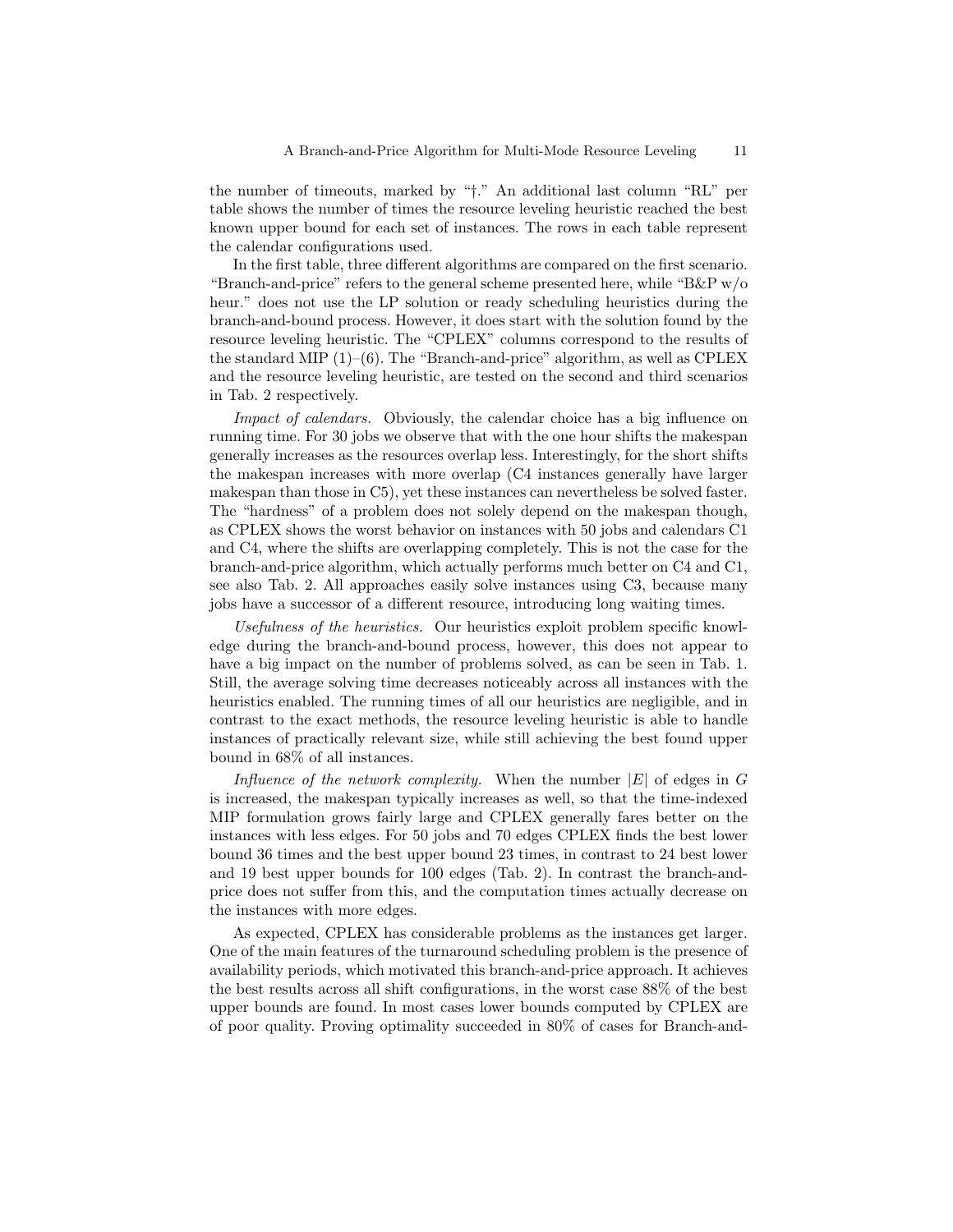the number of timeouts, marked by "†." An additional last column "RL" per table shows the number of times the resource leveling heuristic reached the best known upper bound for each set of instances. The rows in each table represent the calendar configurations used.

In the first table, three different algorithms are compared on the first scenario. "Branch-and-price" refers to the general scheme presented here, while "B&P w/o heur." does not use the LP solution or ready scheduling heuristics during the branch-and-bound process. However, it does start with the solution found by the resource leveling heuristic. The "CPLEX" columns correspond to the results of the standard MIP (1)–(6). The "Branch-and-price" algorithm, as well as CPLEX and the resource leveling heuristic, are tested on the second and third scenarios in Tab. 2 respectively.

*Impact of calendars.* Obviously, the calendar choice has a big influence on running time. For 30 jobs we observe that with the one hour shifts the makespan generally increases as the resources overlap less. Interestingly, for the short shifts the makespan increases with more overlap (C4 instances generally have larger makespan than those in C5), yet these instances can nevertheless be solved faster. The "hardness" of a problem does not solely depend on the makespan though, as CPLEX shows the worst behavior on instances with 50 jobs and calendars C1 and C4, where the shifts are overlapping completely. This is not the case for the branch-and-price algorithm, which actually performs much better on C4 and C1, see also Tab. 2. All approaches easily solve instances using C3, because many jobs have a successor of a different resource, introducing long waiting times.

*Usefulness of the heuristics.* Our heuristics exploit problem specific knowledge during the branch-and-bound process, however, this does not appear to have a big impact on the number of problems solved, as can be seen in Tab. 1. Still, the average solving time decreases noticeably across all instances with the heuristics enabled. The running times of all our heuristics are negligible, and in contrast to the exact methods, the resource leveling heuristic is able to handle instances of practically relevant size, while still achieving the best found upper bound in 68% of all instances.

*Influence of the network complexity.* When the number $|E|$ of edges in $G$ is increased, the makespan typically increases as well, so that the time-indexed MIP formulation grows fairly large and CPLEX generally fares better on the instances with less edges. For 50 jobs and 70 edges CPLEX finds the best lower bound 36 times and the best upper bound 23 times, in contrast to 24 best lower and 19 best upper bounds for 100 edges (Tab. 2). In contrast the branch-and-price does not suffer from this, and the computation times actually decrease on the instances with more edges.

As expected, CPLEX has considerable problems as the instances get larger. One of the main features of the turnaround scheduling problem is the presence of availability periods, which motivated this branch-and-price approach. It achieves the best results across all shift configurations, in the worst case 88% of the best upper bounds are found. In most cases lower bounds computed by CPLEX are of poor quality. Proving optimality succeeded in 80% of cases for Branch-and-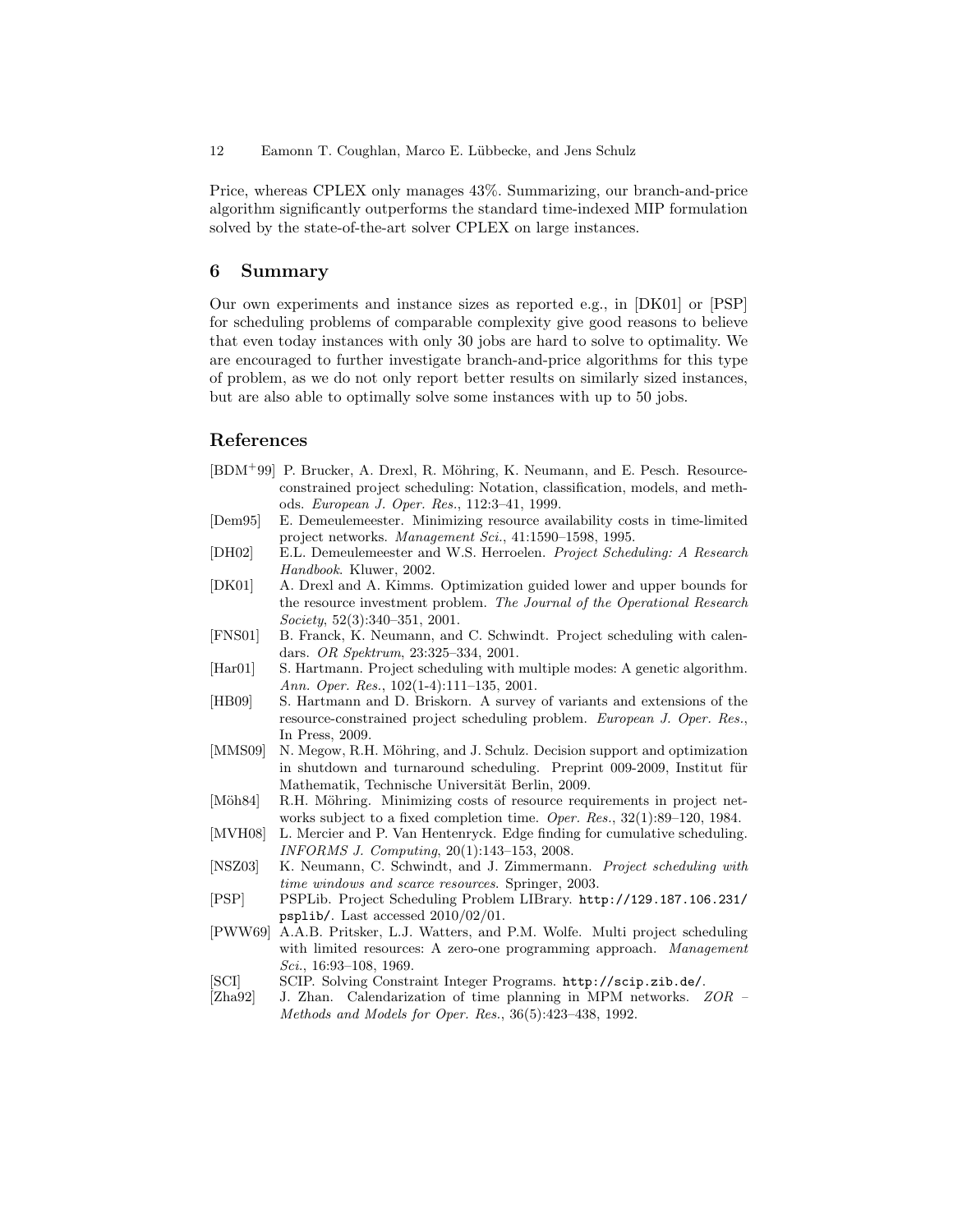Price, whereas CPLEX only manages 43%. Summarizing, our branch-and-price algorithm significantly outperforms the standard time-indexed MIP formulation solved by the state-of-the-art solver CPLEX on large instances.

## 6 Summary

Our own experiments and instance sizes as reported e.g., in [DK01] or [PSP] for scheduling problems of comparable complexity give good reasons to believe that even today instances with only 30 jobs are hard to solve to optimality. We are encouraged to further investigate branch-and-price algorithms for this type of problem, as we do not only report better results on similarly sized instances, but are also able to optimally solve some instances with up to 50 jobs.

## References

- [BDM+99] P. Brucker, A. Drexl, R. Möhring, K. Neumann, and E. Pesch. Resource-constrained project scheduling: Notation, classification, models, and methods. *European J. Oper. Res.*, 112:3–41, 1999.
- [Dem95] E. Demeulemeester. Minimizing resource availability costs in time-limited project networks. *Management Sci.*, 41:1590–1598, 1995.
- [DH02] E.L. Demeulemeester and W.S. Herroelen. *Project Scheduling: A Research Handbook*. Kluwer, 2002.
- [DK01] A. Drexl and A. Kimms. Optimization guided lower and upper bounds for the resource investment problem. *The Journal of the Operational Research Society*, 52(3):340–351, 2001.
- [FNS01] B. Franck, K. Neumann, and C. Schwindt. Project scheduling with calendars. *OR Spektrum*, 23:325–334, 2001.
- [Har01] S. Hartmann. Project scheduling with multiple modes: A genetic algorithm. *Ann. Oper. Res.*, 102(1-4):111–135, 2001.
- [HB09] S. Hartmann and D. Briskorn. A survey of variants and extensions of the resource-constrained project scheduling problem. *European J. Oper. Res.*, In Press, 2009.
- [MMS09] N. Megow, R.H. Möhring, and J. Schulz. Decision support and optimization in shutdown and turnaround scheduling. Preprint 009-2009, Institut für Mathematik, Technische Universität Berlin, 2009.
- [Möh84] R.H. Möhring. Minimizing costs of resource requirements in project networks subject to a fixed completion time. *Oper. Res.*, 32(1):89–120, 1984.
- [MVH08] L. Mercier and P. Van Hentenryck. Edge finding for cumulative scheduling. *INFORMS J. Computing*, 20(1):143–153, 2008.
- [NSZ03] K. Neumann, C. Schwindt, and J. Zimmermann. *Project scheduling with time windows and scarce resources*. Springer, 2003.
- [PSP] PSPLib. Project Scheduling Problem LIBrary. `http://129.187.106.231/psplib/`. Last accessed 2010/02/01.
- [PWW69] A.A.B. Pritsker, L.J. Watters, and P.M. Wolfe. Multi project scheduling with limited resources: A zero-one programming approach. *Management Sci.*, 16:93–108, 1969.
- [SCI] SCIP. Solving Constraint Integer Programs. `http://scip.zib.de/`.
- [Zha92] J. Zhan. Calendarization of time planning in MPM networks. *ZOR – Methods and Models for Oper. Res.*, 36(5):423–438, 1992.